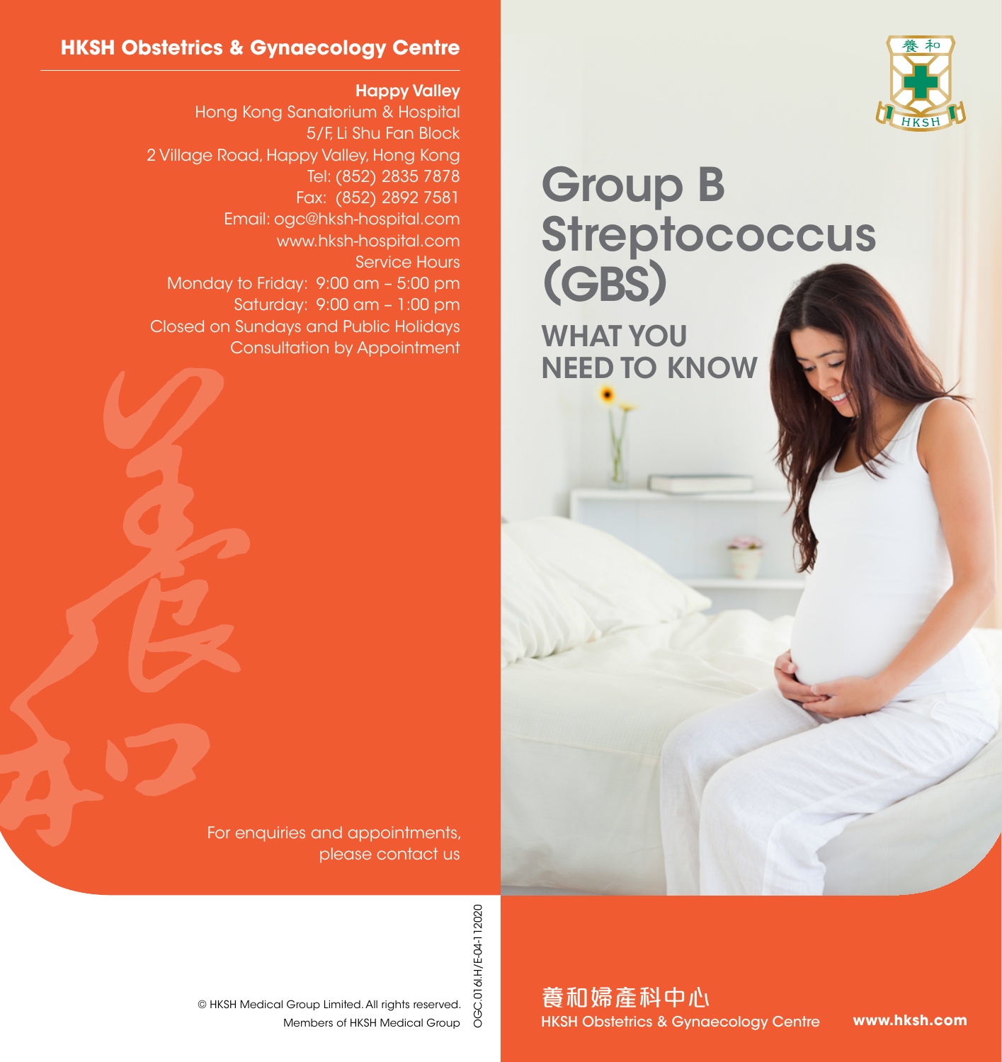# Group B Streptococcus (GBS)

## WHAT YOU NEED TO KNOW

養和婦產科中心
HKSH Obstetrics & Gynaecology Centre

www.hksh.com

## HKSH Obstetrics & Gynaecology Centre

**Happy Valley**
Hong Kong Sanatorium & Hospital
5/F, Li Shu Fan Block
2 Village Road, Happy Valley, Hong Kong
Tel: (852) 2835 7878
Fax: (852) 2892 7581
Email: ogc@hksh-hospital.com
www.hksh-hospital.com
Service Hours
Monday to Friday: 9:00 am – 5:00 pm
Saturday: 9:00 am – 1:00 pm
Closed on Sundays and Public Holidays
Consultation by Appointment

For enquiries and appointments, please contact us

© HKSH Medical Group Limited. All rights reserved.
Members of HKSH Medical Group

OGC.016I.H/E-04-112020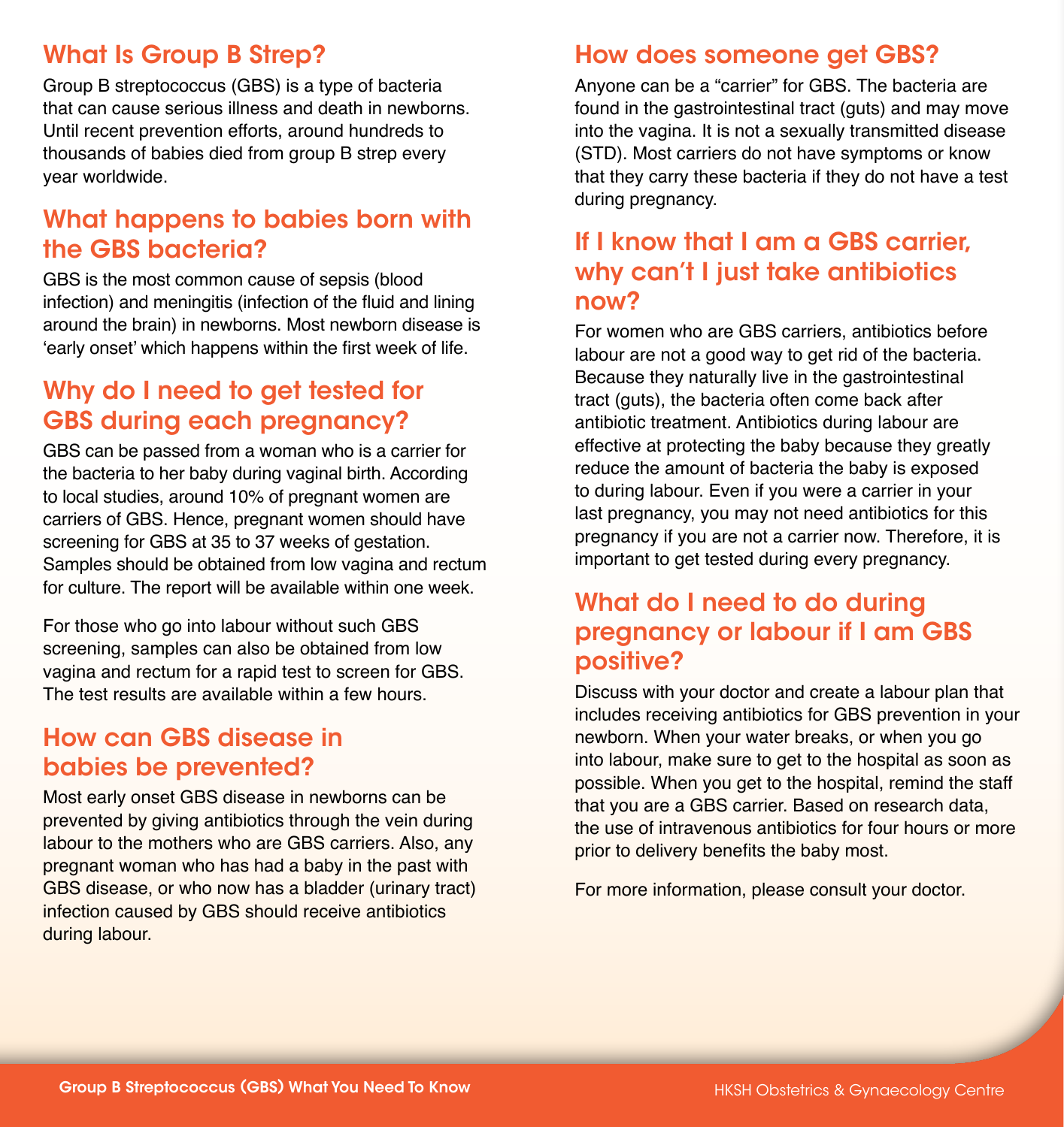## What Is Group B Strep?

Group B streptococcus (GBS) is a type of bacteria that can cause serious illness and death in newborns. Until recent prevention efforts, around hundreds to thousands of babies died from group B strep every year worldwide.

## What happens to babies born with the GBS bacteria?

GBS is the most common cause of sepsis (blood infection) and meningitis (infection of the fluid and lining around the brain) in newborns. Most newborn disease is 'early onset' which happens within the first week of life.

## Why do I need to get tested for GBS during each pregnancy?

GBS can be passed from a woman who is a carrier for the bacteria to her baby during vaginal birth. According to local studies, around 10% of pregnant women are carriers of GBS. Hence, pregnant women should have screening for GBS at 35 to 37 weeks of gestation. Samples should be obtained from low vagina and rectum for culture. The report will be available within one week.

For those who go into labour without such GBS screening, samples can also be obtained from low vagina and rectum for a rapid test to screen for GBS. The test results are available within a few hours.

## How can GBS disease in babies be prevented?

Most early onset GBS disease in newborns can be prevented by giving antibiotics through the vein during labour to the mothers who are GBS carriers. Also, any pregnant woman who has had a baby in the past with GBS disease, or who now has a bladder (urinary tract) infection caused by GBS should receive antibiotics during labour.

## How does someone get GBS?

Anyone can be a "carrier" for GBS. The bacteria are found in the gastrointestinal tract (guts) and may move into the vagina. It is not a sexually transmitted disease (STD). Most carriers do not have symptoms or know that they carry these bacteria if they do not have a test during pregnancy.

## If I know that I am a GBS carrier, why can't I just take antibiotics now?

For women who are GBS carriers, antibiotics before labour are not a good way to get rid of the bacteria. Because they naturally live in the gastrointestinal tract (guts), the bacteria often come back after antibiotic treatment. Antibiotics during labour are effective at protecting the baby because they greatly reduce the amount of bacteria the baby is exposed to during labour. Even if you were a carrier in your last pregnancy, you may not need antibiotics for this pregnancy if you are not a carrier now. Therefore, it is important to get tested during every pregnancy.

## What do I need to do during pregnancy or labour if I am GBS positive?

Discuss with your doctor and create a labour plan that includes receiving antibiotics for GBS prevention in your newborn. When your water breaks, or when you go into labour, make sure to get to the hospital as soon as possible. When you get to the hospital, remind the staff that you are a GBS carrier. Based on research data, the use of intravenous antibiotics for four hours or more prior to delivery benefits the baby most.

For more information, please consult your doctor.